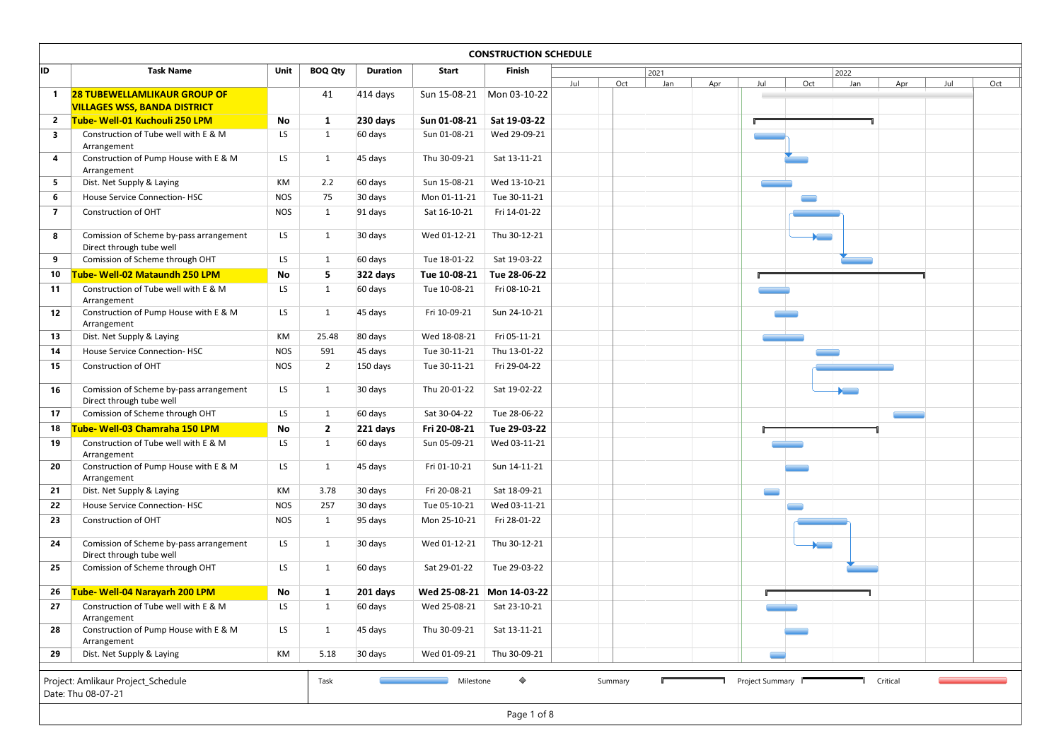# CONSTRUCTION SCHEDULE

| ID | Task Name | Unit | BOQ Qty | Duration | Start | Finish |
|---|---|---|---|---|---|---|
| 1 | **28 TUBEWELLAMLIKAUR GROUP OF VILLAGES WSS, BANDA DISTRICT** | | 41 | 414 days | Sun 15-08-21 | Mon 03-10-22 |
| 2 | **Tube- Well-01 Kuchouli 250 LPM** | **No** | **1** | **230 days** | **Sun 01-08-21** | **Sat 19-03-22** |
| 3 | Construction of Tube well with E & M Arrangement | LS | 1 | 60 days | Sun 01-08-21 | Wed 29-09-21 |
| 4 | Construction of Pump House with E & M Arrangement | LS | 1 | 45 days | Thu 30-09-21 | Sat 13-11-21 |
| 5 | Dist. Net Supply & Laying | KM | 2.2 | 60 days | Sun 15-08-21 | Wed 13-10-21 |
| 6 | House Service Connection- HSC | NOS | 75 | 30 days | Mon 01-11-21 | Tue 30-11-21 |
| 7 | Construction of OHT | NOS | 1 | 91 days | Sat 16-10-21 | Fri 14-01-22 |
| 8 | Comission of Scheme by-pass arrangement Direct through tube well | LS | 1 | 30 days | Wed 01-12-21 | Thu 30-12-21 |
| 9 | Comission of Scheme through OHT | LS | 1 | 60 days | Tue 18-01-22 | Sat 19-03-22 |
| 10 | **Tube- Well-02 Mataundh 250 LPM** | **No** | **5** | **322 days** | **Tue 10-08-21** | **Tue 28-06-22** |
| 11 | Construction of Tube well with E & M Arrangement | LS | 1 | 60 days | Tue 10-08-21 | Fri 08-10-21 |
| 12 | Construction of Pump House with E & M Arrangement | LS | 1 | 45 days | Fri 10-09-21 | Sun 24-10-21 |
| 13 | Dist. Net Supply & Laying | KM | 25.48 | 80 days | Wed 18-08-21 | Fri 05-11-21 |
| 14 | House Service Connection- HSC | NOS | 591 | 45 days | Tue 30-11-21 | Thu 13-01-22 |
| 15 | Construction of OHT | NOS | 2 | 150 days | Tue 30-11-21 | Fri 29-04-22 |
| 16 | Comission of Scheme by-pass arrangement Direct through tube well | LS | 1 | 30 days | Thu 20-01-22 | Sat 19-02-22 |
| 17 | Comission of Scheme through OHT | LS | 1 | 60 days | Sat 30-04-22 | Tue 28-06-22 |
| 18 | **Tube- Well-03 Chamraha 150 LPM** | **No** | **2** | **221 days** | **Fri 20-08-21** | **Tue 29-03-22** |
| 19 | Construction of Tube well with E & M Arrangement | LS | 1 | 60 days | Sun 05-09-21 | Wed 03-11-21 |
| 20 | Construction of Pump House with E & M Arrangement | LS | 1 | 45 days | Fri 01-10-21 | Sun 14-11-21 |
| 21 | Dist. Net Supply & Laying | KM | 3.78 | 30 days | Fri 20-08-21 | Sat 18-09-21 |
| 22 | House Service Connection- HSC | NOS | 257 | 30 days | Tue 05-10-21 | Wed 03-11-21 |
| 23 | Construction of OHT | NOS | 1 | 95 days | Mon 25-10-21 | Fri 28-01-22 |
| 24 | Comission of Scheme by-pass arrangement Direct through tube well | LS | 1 | 30 days | Wed 01-12-21 | Thu 30-12-21 |
| 25 | Comission of Scheme through OHT | LS | 1 | 60 days | Sat 29-01-22 | Tue 29-03-22 |
| 26 | **Tube- Well-04 Narayarh 200 LPM** | **No** | **1** | **201 days** | **Wed 25-08-21** | **Mon 14-03-22** |
| 27 | Construction of Tube well with E & M Arrangement | LS | 1 | 60 days | Wed 25-08-21 | Sat 23-10-21 |
| 28 | Construction of Pump House with E & M Arrangement | LS | 1 | 45 days | Thu 30-09-21 | Sat 13-11-21 |
| 29 | Dist. Net Supply & Laying | KM | 5.18 | 30 days | Wed 01-09-21 | Thu 30-09-21 |

Project: Amlikaur Project_Schedule
Date: Thu 08-07-21

Legend: Task, Milestone, Summary, Project Summary, Critical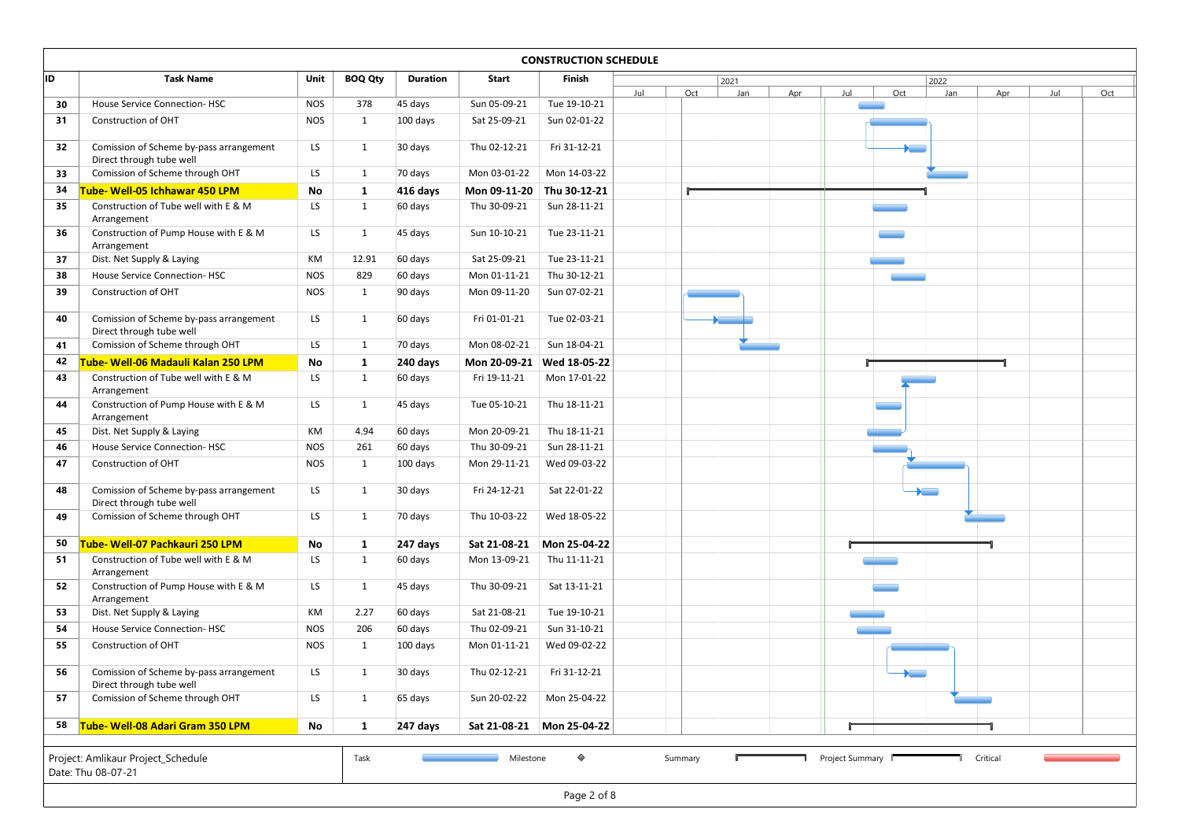## CONSTRUCTION SCHEDULE

| ID | Task Name | Unit | BOQ Qty | Duration | Start | Finish |
|---|---|---|---|---|---|---|
| 30 | House Service Connection- HSC | NOS | 378 | 45 days | Sun 05-09-21 | Tue 19-10-21 |
| 31 | Construction of OHT | NOS | 1 | 100 days | Sat 25-09-21 | Sun 02-01-22 |
| 32 | Comission of Scheme by-pass arrangement Direct through tube well | LS | 1 | 30 days | Thu 02-12-21 | Fri 31-12-21 |
| 33 | Comission of Scheme through OHT | LS | 1 | 70 days | Mon 03-01-22 | Mon 14-03-22 |
| 34 | **Tube- Well-05 Ichhawar 450 LPM** | **No** | **1** | **416 days** | **Mon 09-11-20** | **Thu 30-12-21** |
| 35 | Construction of Tube well with E & M Arrangement | LS | 1 | 60 days | Thu 30-09-21 | Sun 28-11-21 |
| 36 | Construction of Pump House with E & M Arrangement | LS | 1 | 45 days | Sun 10-10-21 | Tue 23-11-21 |
| 37 | Dist. Net Supply & Laying | KM | 12.91 | 60 days | Sat 25-09-21 | Tue 23-11-21 |
| 38 | House Service Connection- HSC | NOS | 829 | 60 days | Mon 01-11-21 | Thu 30-12-21 |
| 39 | Construction of OHT | NOS | 1 | 90 days | Mon 09-11-20 | Sun 07-02-21 |
| 40 | Comission of Scheme by-pass arrangement Direct through tube well | LS | 1 | 60 days | Fri 01-01-21 | Tue 02-03-21 |
| 41 | Comission of Scheme through OHT | LS | 1 | 70 days | Mon 08-02-21 | Sun 18-04-21 |
| 42 | **Tube- Well-06 Madauli Kalan 250 LPM** | **No** | **1** | **240 days** | **Mon 20-09-21** | **Wed 18-05-22** |
| 43 | Construction of Tube well with E & M Arrangement | LS | 1 | 60 days | Fri 19-11-21 | Mon 17-01-22 |
| 44 | Construction of Pump House with E & M Arrangement | LS | 1 | 45 days | Tue 05-10-21 | Thu 18-11-21 |
| 45 | Dist. Net Supply & Laying | KM | 4.94 | 60 days | Mon 20-09-21 | Thu 18-11-21 |
| 46 | House Service Connection- HSC | NOS | 261 | 60 days | Thu 30-09-21 | Sun 28-11-21 |
| 47 | Construction of OHT | NOS | 1 | 100 days | Mon 29-11-21 | Wed 09-03-22 |
| 48 | Comission of Scheme by-pass arrangement Direct through tube well | LS | 1 | 30 days | Fri 24-12-21 | Sat 22-01-22 |
| 49 | Comission of Scheme through OHT | LS | 1 | 70 days | Thu 10-03-22 | Wed 18-05-22 |
| 50 | **Tube- Well-07 Pachkauri 250 LPM** | **No** | **1** | **247 days** | **Sat 21-08-21** | **Mon 25-04-22** |
| 51 | Construction of Tube well with E & M Arrangement | LS | 1 | 60 days | Mon 13-09-21 | Thu 11-11-21 |
| 52 | Construction of Pump House with E & M Arrangement | LS | 1 | 45 days | Thu 30-09-21 | Sat 13-11-21 |
| 53 | Dist. Net Supply & Laying | KM | 2.27 | 60 days | Sat 21-08-21 | Tue 19-10-21 |
| 54 | House Service Connection- HSC | NOS | 206 | 60 days | Thu 02-09-21 | Sun 31-10-21 |
| 55 | Construction of OHT | NOS | 1 | 100 days | Mon 01-11-21 | Wed 09-02-22 |
| 56 | Comission of Scheme by-pass arrangement Direct through tube well | LS | 1 | 30 days | Thu 02-12-21 | Fri 31-12-21 |
| 57 | Comission of Scheme through OHT | LS | 1 | 65 days | Sun 20-02-22 | Mon 25-04-22 |
| 58 | **Tube- Well-08 Adari Gram 350 LPM** | **No** | **1** | **247 days** | **Sat 21-08-21** | **Mon 25-04-22** |

Project: Amlikaur Project_Schedule
Date: Thu 08-07-21

Legend: Task | Milestone | Summary | Project Summary | Critical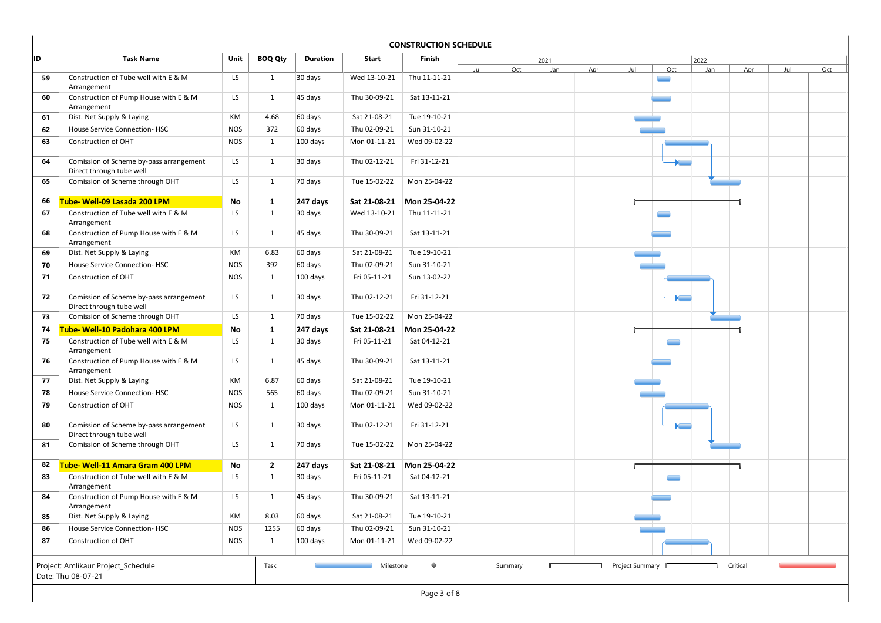# CONSTRUCTION SCHEDULE

| ID | Task Name | Unit | BOQ Qty | Duration | Start | Finish |
|---|---|---|---|---|---|---|
| 59 | Construction of Tube well with E & M Arrangement | LS | 1 | 30 days | Wed 13-10-21 | Thu 11-11-21 |
| 60 | Construction of Pump House with E & M Arrangement | LS | 1 | 45 days | Thu 30-09-21 | Sat 13-11-21 |
| 61 | Dist. Net Supply & Laying | KM | 4.68 | 60 days | Sat 21-08-21 | Tue 19-10-21 |
| 62 | House Service Connection- HSC | NOS | 372 | 60 days | Thu 02-09-21 | Sun 31-10-21 |
| 63 | Construction of OHT | NOS | 1 | 100 days | Mon 01-11-21 | Wed 09-02-22 |
| 64 | Comission of Scheme by-pass arrangement Direct through tube well | LS | 1 | 30 days | Thu 02-12-21 | Fri 31-12-21 |
| 65 | Comission of Scheme through OHT | LS | 1 | 70 days | Tue 15-02-22 | Mon 25-04-22 |
| **66** | **Tube- Well-09 Lasada 200 LPM** | **No** | **1** | **247 days** | **Sat 21-08-21** | **Mon 25-04-22** |
| 67 | Construction of Tube well with E & M Arrangement | LS | 1 | 30 days | Wed 13-10-21 | Thu 11-11-21 |
| 68 | Construction of Pump House with E & M Arrangement | LS | 1 | 45 days | Thu 30-09-21 | Sat 13-11-21 |
| 69 | Dist. Net Supply & Laying | KM | 6.83 | 60 days | Sat 21-08-21 | Tue 19-10-21 |
| 70 | House Service Connection- HSC | NOS | 392 | 60 days | Thu 02-09-21 | Sun 31-10-21 |
| 71 | Construction of OHT | NOS | 1 | 100 days | Fri 05-11-21 | Sun 13-02-22 |
| 72 | Comission of Scheme by-pass arrangement Direct through tube well | LS | 1 | 30 days | Thu 02-12-21 | Fri 31-12-21 |
| 73 | Comission of Scheme through OHT | LS | 1 | 70 days | Tue 15-02-22 | Mon 25-04-22 |
| **74** | **Tube- Well-10 Padohara 400 LPM** | **No** | **1** | **247 days** | **Sat 21-08-21** | **Mon 25-04-22** |
| 75 | Construction of Tube well with E & M Arrangement | LS | 1 | 30 days | Fri 05-11-21 | Sat 04-12-21 |
| 76 | Construction of Pump House with E & M Arrangement | LS | 1 | 45 days | Thu 30-09-21 | Sat 13-11-21 |
| 77 | Dist. Net Supply & Laying | KM | 6.87 | 60 days | Sat 21-08-21 | Tue 19-10-21 |
| 78 | House Service Connection- HSC | NOS | 565 | 60 days | Thu 02-09-21 | Sun 31-10-21 |
| 79 | Construction of OHT | NOS | 1 | 100 days | Mon 01-11-21 | Wed 09-02-22 |
| 80 | Comission of Scheme by-pass arrangement Direct through tube well | LS | 1 | 30 days | Thu 02-12-21 | Fri 31-12-21 |
| 81 | Comission of Scheme through OHT | LS | 1 | 70 days | Tue 15-02-22 | Mon 25-04-22 |
| **82** | **Tube- Well-11 Amara Gram 400 LPM** | **No** | **2** | **247 days** | **Sat 21-08-21** | **Mon 25-04-22** |
| 83 | Construction of Tube well with E & M Arrangement | LS | 1 | 30 days | Fri 05-11-21 | Sat 04-12-21 |
| 84 | Construction of Pump House with E & M Arrangement | LS | 1 | 45 days | Thu 30-09-21 | Sat 13-11-21 |
| 85 | Dist. Net Supply & Laying | KM | 8.03 | 60 days | Sat 21-08-21 | Tue 19-10-21 |
| 86 | House Service Connection- HSC | NOS | 1255 | 60 days | Thu 02-09-21 | Sun 31-10-21 |
| 87 | Construction of OHT | NOS | 1 | 100 days | Mon 01-11-21 | Wed 09-02-22 |

Project: Amlikaur Project_Schedule
Date: Thu 08-07-21

Legend: Task | Milestone | Summary | Project Summary | Critical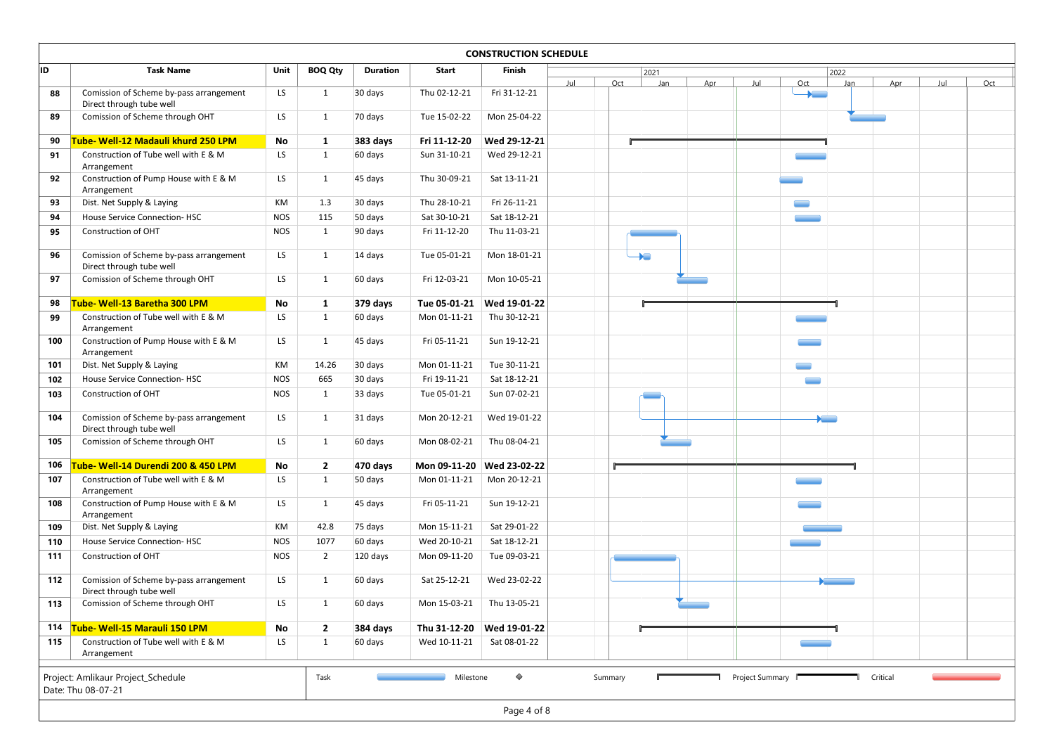## CONSTRUCTION SCHEDULE

| ID | Task Name | Unit | BOQ Qty | Duration | Start | Finish |
|---|---|---|---|---|---|---|
| 88 | Comission of Scheme by-pass arrangement Direct through tube well | LS | 1 | 30 days | Thu 02-12-21 | Fri 31-12-21 |
| 89 | Comission of Scheme through OHT | LS | 1 | 70 days | Tue 15-02-22 | Mon 25-04-22 |
| **90** | **Tube- Well-12 Madauli khurd 250 LPM** | **No** | **1** | **383 days** | **Fri 11-12-20** | **Wed 29-12-21** |
| 91 | Construction of Tube well with E & M Arrangement | LS | 1 | 60 days | Sun 31-10-21 | Wed 29-12-21 |
| 92 | Construction of Pump House with E & M Arrangement | LS | 1 | 45 days | Thu 30-09-21 | Sat 13-11-21 |
| 93 | Dist. Net Supply & Laying | KM | 1.3 | 30 days | Thu 28-10-21 | Fri 26-11-21 |
| 94 | House Service Connection- HSC | NOS | 115 | 50 days | Sat 30-10-21 | Sat 18-12-21 |
| 95 | Construction of OHT | NOS | 1 | 90 days | Fri 11-12-20 | Thu 11-03-21 |
| 96 | Comission of Scheme by-pass arrangement Direct through tube well | LS | 1 | 14 days | Tue 05-01-21 | Mon 18-01-21 |
| 97 | Comission of Scheme through OHT | LS | 1 | 60 days | Fri 12-03-21 | Mon 10-05-21 |
| **98** | **Tube- Well-13 Baretha 300 LPM** | **No** | **1** | **379 days** | **Tue 05-01-21** | **Wed 19-01-22** |
| 99 | Construction of Tube well with E & M Arrangement | LS | 1 | 60 days | Mon 01-11-21 | Thu 30-12-21 |
| 100 | Construction of Pump House with E & M Arrangement | LS | 1 | 45 days | Fri 05-11-21 | Sun 19-12-21 |
| 101 | Dist. Net Supply & Laying | KM | 14.26 | 30 days | Mon 01-11-21 | Tue 30-11-21 |
| 102 | House Service Connection- HSC | NOS | 665 | 30 days | Fri 19-11-21 | Sat 18-12-21 |
| 103 | Construction of OHT | NOS | 1 | 33 days | Tue 05-01-21 | Sun 07-02-21 |
| 104 | Comission of Scheme by-pass arrangement Direct through tube well | LS | 1 | 31 days | Mon 20-12-21 | Wed 19-01-22 |
| 105 | Comission of Scheme through OHT | LS | 1 | 60 days | Mon 08-02-21 | Thu 08-04-21 |
| **106** | **Tube- Well-14 Durendi 200 & 450 LPM** | **No** | **2** | **470 days** | **Mon 09-11-20** | **Wed 23-02-22** |
| 107 | Construction of Tube well with E & M Arrangement | LS | 1 | 50 days | Mon 01-11-21 | Mon 20-12-21 |
| 108 | Construction of Pump House with E & M Arrangement | LS | 1 | 45 days | Fri 05-11-21 | Sun 19-12-21 |
| 109 | Dist. Net Supply & Laying | KM | 42.8 | 75 days | Mon 15-11-21 | Sat 29-01-22 |
| 110 | House Service Connection- HSC | NOS | 1077 | 60 days | Wed 20-10-21 | Sat 18-12-21 |
| 111 | Construction of OHT | NOS | 2 | 120 days | Mon 09-11-20 | Tue 09-03-21 |
| 112 | Comission of Scheme by-pass arrangement Direct through tube well | LS | 1 | 60 days | Sat 25-12-21 | Wed 23-02-22 |
| 113 | Comission of Scheme through OHT | LS | 1 | 60 days | Mon 15-03-21 | Thu 13-05-21 |
| **114** | **Tube- Well-15 Marauli 150 LPM** | **No** | **2** | **384 days** | **Thu 31-12-20** | **Wed 19-01-22** |
| 115 | Construction of Tube well with E & M Arrangement | LS | 1 | 60 days | Wed 10-11-21 | Sat 08-01-22 |

Project: Amlikaur Project_Schedule
Date: Thu 08-07-21

Legend: Task, Milestone, Summary, Project Summary, Critical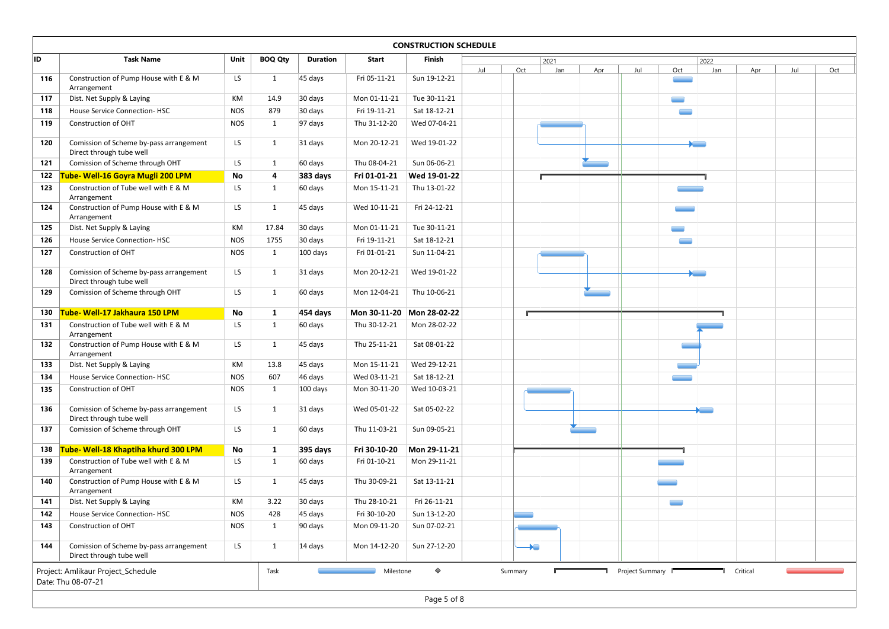# CONSTRUCTION SCHEDULE

| ID | Task Name | Unit | BOQ Qty | Duration | Start | Finish |
|---|---|---|---|---|---|---|
| 116 | Construction of Pump House with E & M Arrangement | LS | 1 | 45 days | Fri 05-11-21 | Sun 19-12-21 |
| 117 | Dist. Net Supply & Laying | KM | 14.9 | 30 days | Mon 01-11-21 | Tue 30-11-21 |
| 118 | House Service Connection- HSC | NOS | 879 | 30 days | Fri 19-11-21 | Sat 18-12-21 |
| 119 | Construction of OHT | NOS | 1 | 97 days | Thu 31-12-20 | Wed 07-04-21 |
| 120 | Comission of Scheme by-pass arrangement Direct through tube well | LS | 1 | 31 days | Mon 20-12-21 | Wed 19-01-22 |
| 121 | Comission of Scheme through OHT | LS | 1 | 60 days | Thu 08-04-21 | Sun 06-06-21 |
| **122** | **Tube- Well-16 Goyra Mugli 200 LPM** | **No** | **4** | **383 days** | **Fri 01-01-21** | **Wed 19-01-22** |
| 123 | Construction of Tube well with E & M Arrangement | LS | 1 | 60 days | Mon 15-11-21 | Thu 13-01-22 |
| 124 | Construction of Pump House with E & M Arrangement | LS | 1 | 45 days | Wed 10-11-21 | Fri 24-12-21 |
| 125 | Dist. Net Supply & Laying | KM | 17.84 | 30 days | Mon 01-11-21 | Tue 30-11-21 |
| 126 | House Service Connection- HSC | NOS | 1755 | 30 days | Fri 19-11-21 | Sat 18-12-21 |
| 127 | Construction of OHT | NOS | 1 | 100 days | Fri 01-01-21 | Sun 11-04-21 |
| 128 | Comission of Scheme by-pass arrangement Direct through tube well | LS | 1 | 31 days | Mon 20-12-21 | Wed 19-01-22 |
| 129 | Comission of Scheme through OHT | LS | 1 | 60 days | Mon 12-04-21 | Thu 10-06-21 |
| **130** | **Tube- Well-17 Jakhaura 150 LPM** | **No** | **1** | **454 days** | **Mon 30-11-20** | **Mon 28-02-22** |
| 131 | Construction of Tube well with E & M Arrangement | LS | 1 | 60 days | Thu 30-12-21 | Mon 28-02-22 |
| 132 | Construction of Pump House with E & M Arrangement | LS | 1 | 45 days | Thu 25-11-21 | Sat 08-01-22 |
| 133 | Dist. Net Supply & Laying | KM | 13.8 | 45 days | Mon 15-11-21 | Wed 29-12-21 |
| 134 | House Service Connection- HSC | NOS | 607 | 46 days | Wed 03-11-21 | Sat 18-12-21 |
| 135 | Construction of OHT | NOS | 1 | 100 days | Mon 30-11-20 | Wed 10-03-21 |
| 136 | Comission of Scheme by-pass arrangement Direct through tube well | LS | 1 | 31 days | Wed 05-01-22 | Sat 05-02-22 |
| 137 | Comission of Scheme through OHT | LS | 1 | 60 days | Thu 11-03-21 | Sun 09-05-21 |
| **138** | **Tube- Well-18 Khaptiha khurd 300 LPM** | **No** | **1** | **395 days** | **Fri 30-10-20** | **Mon 29-11-21** |
| 139 | Construction of Tube well with E & M Arrangement | LS | 1 | 60 days | Fri 01-10-21 | Mon 29-11-21 |
| 140 | Construction of Pump House with E & M Arrangement | LS | 1 | 45 days | Thu 30-09-21 | Sat 13-11-21 |
| 141 | Dist. Net Supply & Laying | KM | 3.22 | 30 days | Thu 28-10-21 | Fri 26-11-21 |
| 142 | House Service Connection- HSC | NOS | 428 | 45 days | Fri 30-10-20 | Sun 13-12-20 |
| 143 | Construction of OHT | NOS | 1 | 90 days | Mon 09-11-20 | Sun 07-02-21 |
| 144 | Comission of Scheme by-pass arrangement Direct through tube well | LS | 1 | 14 days | Mon 14-12-20 | Sun 27-12-20 |

Project: Amlikaur Project_Schedule
Date: Thu 08-07-21

Legend: Task | Milestone | Summary | Project Summary | Critical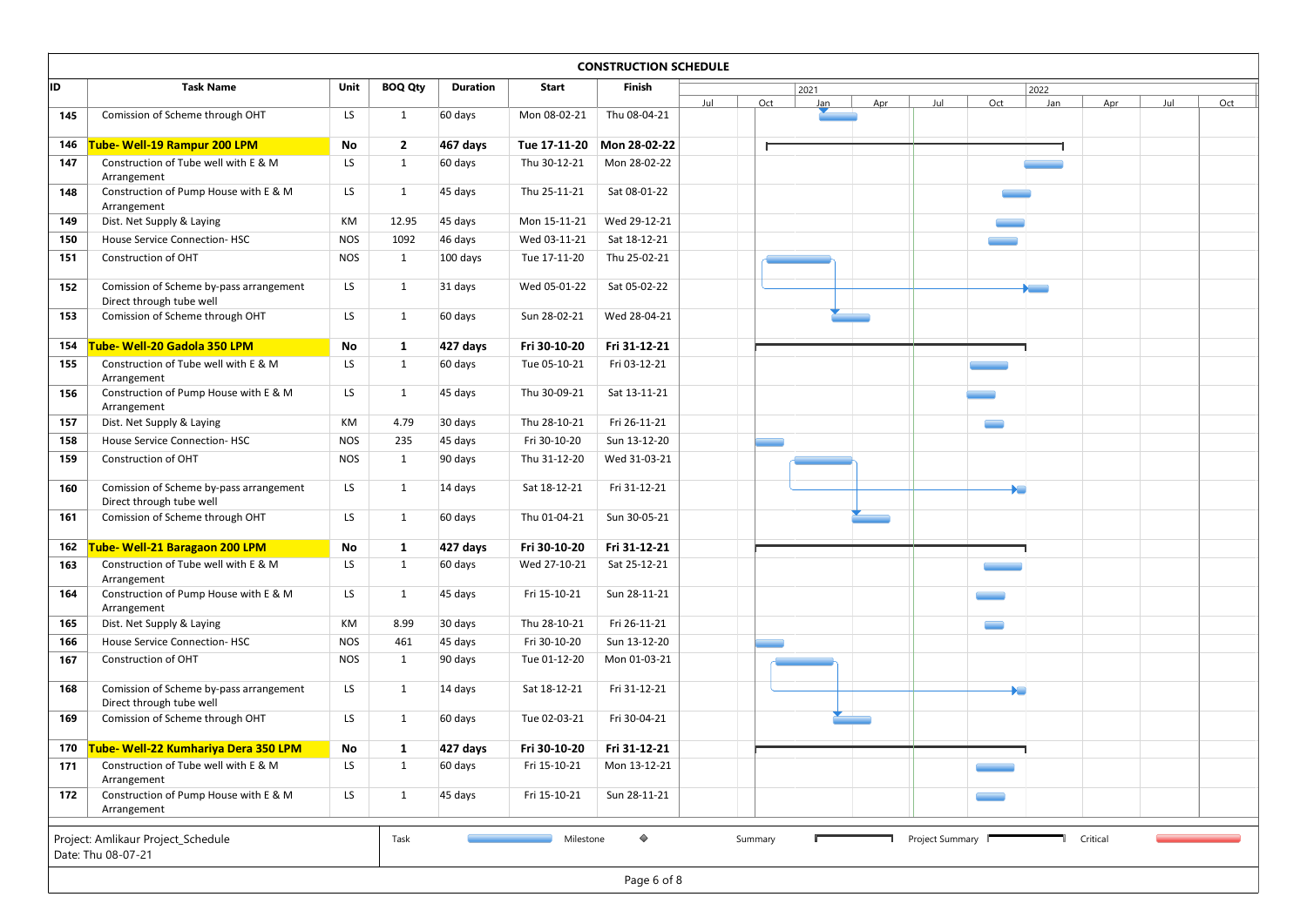# CONSTRUCTION SCHEDULE

| ID | Task Name | Unit | BOQ Qty | Duration | Start | Finish |
|---|---|---|---|---|---|---|
| 145 | Comission of Scheme through OHT | LS | 1 | 60 days | Mon 08-02-21 | Thu 08-04-21 |
| **146** | **Tube- Well-19 Rampur 200 LPM** | **No** | **2** | **467 days** | **Tue 17-11-20** | **Mon 28-02-22** |
| 147 | Construction of Tube well with E & M Arrangement | LS | 1 | 60 days | Thu 30-12-21 | Mon 28-02-22 |
| 148 | Construction of Pump House with E & M Arrangement | LS | 1 | 45 days | Thu 25-11-21 | Sat 08-01-22 |
| 149 | Dist. Net Supply & Laying | KM | 12.95 | 45 days | Mon 15-11-21 | Wed 29-12-21 |
| 150 | House Service Connection- HSC | NOS | 1092 | 46 days | Wed 03-11-21 | Sat 18-12-21 |
| 151 | Construction of OHT | NOS | 1 | 100 days | Tue 17-11-20 | Thu 25-02-21 |
| 152 | Comission of Scheme by-pass arrangement Direct through tube well | LS | 1 | 31 days | Wed 05-01-22 | Sat 05-02-22 |
| 153 | Comission of Scheme through OHT | LS | 1 | 60 days | Sun 28-02-21 | Wed 28-04-21 |
| **154** | **Tube- Well-20 Gadola 350 LPM** | **No** | **1** | **427 days** | **Fri 30-10-20** | **Fri 31-12-21** |
| 155 | Construction of Tube well with E & M Arrangement | LS | 1 | 60 days | Tue 05-10-21 | Fri 03-12-21 |
| 156 | Construction of Pump House with E & M Arrangement | LS | 1 | 45 days | Thu 30-09-21 | Sat 13-11-21 |
| 157 | Dist. Net Supply & Laying | KM | 4.79 | 30 days | Thu 28-10-21 | Fri 26-11-21 |
| 158 | House Service Connection- HSC | NOS | 235 | 45 days | Fri 30-10-20 | Sun 13-12-20 |
| 159 | Construction of OHT | NOS | 1 | 90 days | Thu 31-12-20 | Wed 31-03-21 |
| 160 | Comission of Scheme by-pass arrangement Direct through tube well | LS | 1 | 14 days | Sat 18-12-21 | Fri 31-12-21 |
| 161 | Comission of Scheme through OHT | LS | 1 | 60 days | Thu 01-04-21 | Sun 30-05-21 |
| **162** | **Tube- Well-21 Baragaon 200 LPM** | **No** | **1** | **427 days** | **Fri 30-10-20** | **Fri 31-12-21** |
| 163 | Construction of Tube well with E & M Arrangement | LS | 1 | 60 days | Wed 27-10-21 | Sat 25-12-21 |
| 164 | Construction of Pump House with E & M Arrangement | LS | 1 | 45 days | Fri 15-10-21 | Sun 28-11-21 |
| 165 | Dist. Net Supply & Laying | KM | 8.99 | 30 days | Thu 28-10-21 | Fri 26-11-21 |
| 166 | House Service Connection- HSC | NOS | 461 | 45 days | Fri 30-10-20 | Sun 13-12-20 |
| 167 | Construction of OHT | NOS | 1 | 90 days | Tue 01-12-20 | Mon 01-03-21 |
| 168 | Comission of Scheme by-pass arrangement Direct through tube well | LS | 1 | 14 days | Sat 18-12-21 | Fri 31-12-21 |
| 169 | Comission of Scheme through OHT | LS | 1 | 60 days | Tue 02-03-21 | Fri 30-04-21 |
| **170** | **Tube- Well-22 Kumhariya Dera 350 LPM** | **No** | **1** | **427 days** | **Fri 30-10-20** | **Fri 31-12-21** |
| 171 | Construction of Tube well with E & M Arrangement | LS | 1 | 60 days | Fri 15-10-21 | Mon 13-12-21 |
| 172 | Construction of Pump House with E & M Arrangement | LS | 1 | 45 days | Fri 15-10-21 | Sun 28-11-21 |

Project: Amlikaur Project_Schedule
Date: Thu 08-07-21

Legend: Task | Milestone | Summary | Project Summary | Critical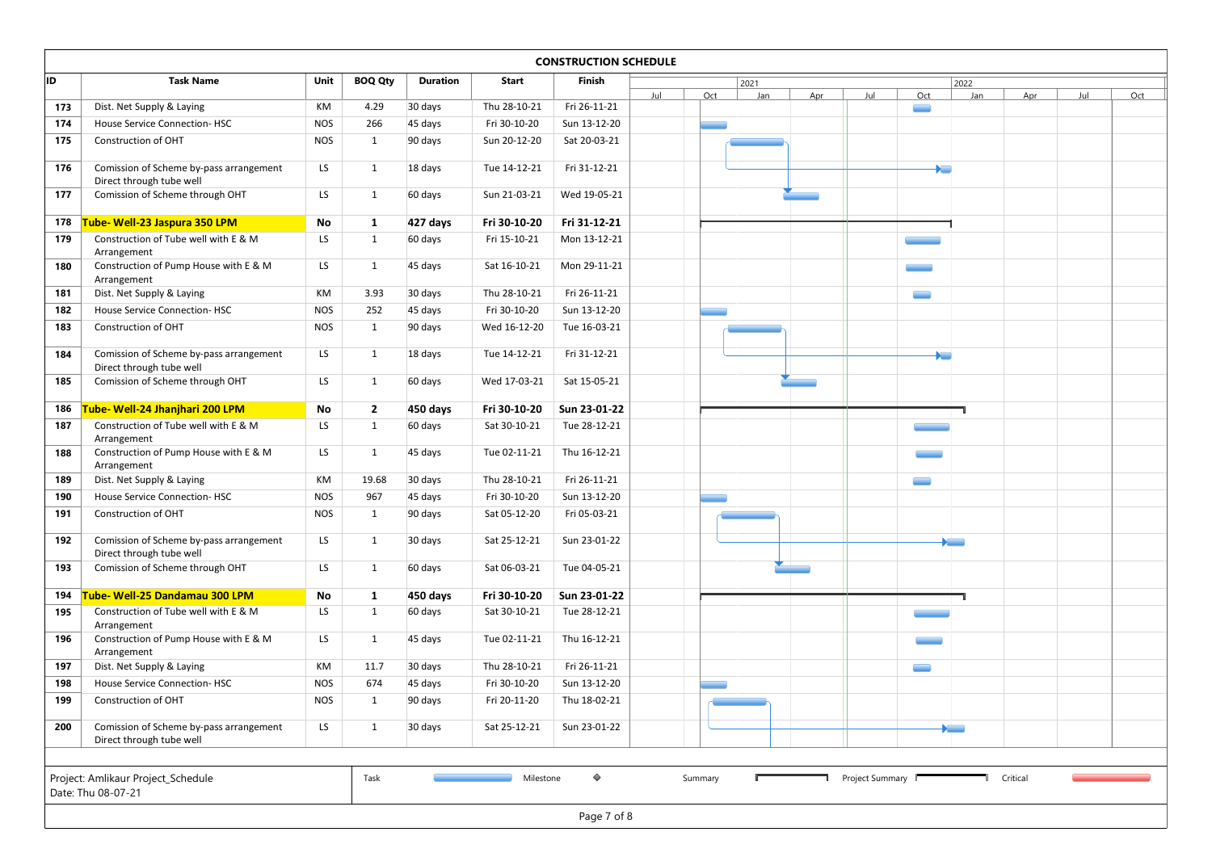## CONSTRUCTION SCHEDULE

| ID | Task Name | Unit | BOQ Qty | Duration | Start | Finish |
|---|---|---|---|---|---|---|
| 173 | Dist. Net Supply & Laying | KM | 4.29 | 30 days | Thu 28-10-21 | Fri 26-11-21 |
| 174 | House Service Connection- HSC | NOS | 266 | 45 days | Fri 30-10-20 | Sun 13-12-20 |
| 175 | Construction of OHT | NOS | 1 | 90 days | Sun 20-12-20 | Sat 20-03-21 |
| 176 | Comission of Scheme by-pass arrangement Direct through tube well | LS | 1 | 18 days | Tue 14-12-21 | Fri 31-12-21 |
| 177 | Comission of Scheme through OHT | LS | 1 | 60 days | Sun 21-03-21 | Wed 19-05-21 |
| **178** | **Tube- Well-23 Jaspura 350 LPM** | **No** | **1** | **427 days** | **Fri 30-10-20** | **Fri 31-12-21** |
| 179 | Construction of Tube well with E & M Arrangement | LS | 1 | 60 days | Fri 15-10-21 | Mon 13-12-21 |
| 180 | Construction of Pump House with E & M Arrangement | LS | 1 | 45 days | Sat 16-10-21 | Mon 29-11-21 |
| 181 | Dist. Net Supply & Laying | KM | 3.93 | 30 days | Thu 28-10-21 | Fri 26-11-21 |
| 182 | House Service Connection- HSC | NOS | 252 | 45 days | Fri 30-10-20 | Sun 13-12-20 |
| 183 | Construction of OHT | NOS | 1 | 90 days | Wed 16-12-20 | Tue 16-03-21 |
| 184 | Comission of Scheme by-pass arrangement Direct through tube well | LS | 1 | 18 days | Tue 14-12-21 | Fri 31-12-21 |
| 185 | Comission of Scheme through OHT | LS | 1 | 60 days | Wed 17-03-21 | Sat 15-05-21 |
| **186** | **Tube- Well-24 Jhanjhari 200 LPM** | **No** | **2** | **450 days** | **Fri 30-10-20** | **Sun 23-01-22** |
| 187 | Construction of Tube well with E & M Arrangement | LS | 1 | 60 days | Sat 30-10-21 | Tue 28-12-21 |
| 188 | Construction of Pump House with E & M Arrangement | LS | 1 | 45 days | Tue 02-11-21 | Thu 16-12-21 |
| 189 | Dist. Net Supply & Laying | KM | 19.68 | 30 days | Thu 28-10-21 | Fri 26-11-21 |
| 190 | House Service Connection- HSC | NOS | 967 | 45 days | Fri 30-10-20 | Sun 13-12-20 |
| 191 | Construction of OHT | NOS | 1 | 90 days | Sat 05-12-20 | Fri 05-03-21 |
| 192 | Comission of Scheme by-pass arrangement Direct through tube well | LS | 1 | 30 days | Sat 25-12-21 | Sun 23-01-22 |
| 193 | Comission of Scheme through OHT | LS | 1 | 60 days | Sat 06-03-21 | Tue 04-05-21 |
| **194** | **Tube- Well-25 Dandamau 300 LPM** | **No** | **1** | **450 days** | **Fri 30-10-20** | **Sun 23-01-22** |
| 195 | Construction of Tube well with E & M Arrangement | LS | 1 | 60 days | Sat 30-10-21 | Tue 28-12-21 |
| 196 | Construction of Pump House with E & M Arrangement | LS | 1 | 45 days | Tue 02-11-21 | Thu 16-12-21 |
| 197 | Dist. Net Supply & Laying | KM | 11.7 | 30 days | Thu 28-10-21 | Fri 26-11-21 |
| 198 | House Service Connection- HSC | NOS | 674 | 45 days | Fri 30-10-20 | Sun 13-12-20 |
| 199 | Construction of OHT | NOS | 1 | 90 days | Fri 20-11-20 | Thu 18-02-21 |
| 200 | Comission of Scheme by-pass arrangement Direct through tube well | LS | 1 | 30 days | Sat 25-12-21 | Sun 23-01-22 |

Project: Amlikaur Project_Schedule
Date: Thu 08-07-21

Legend: Task | Milestone | Summary | Project Summary | Critical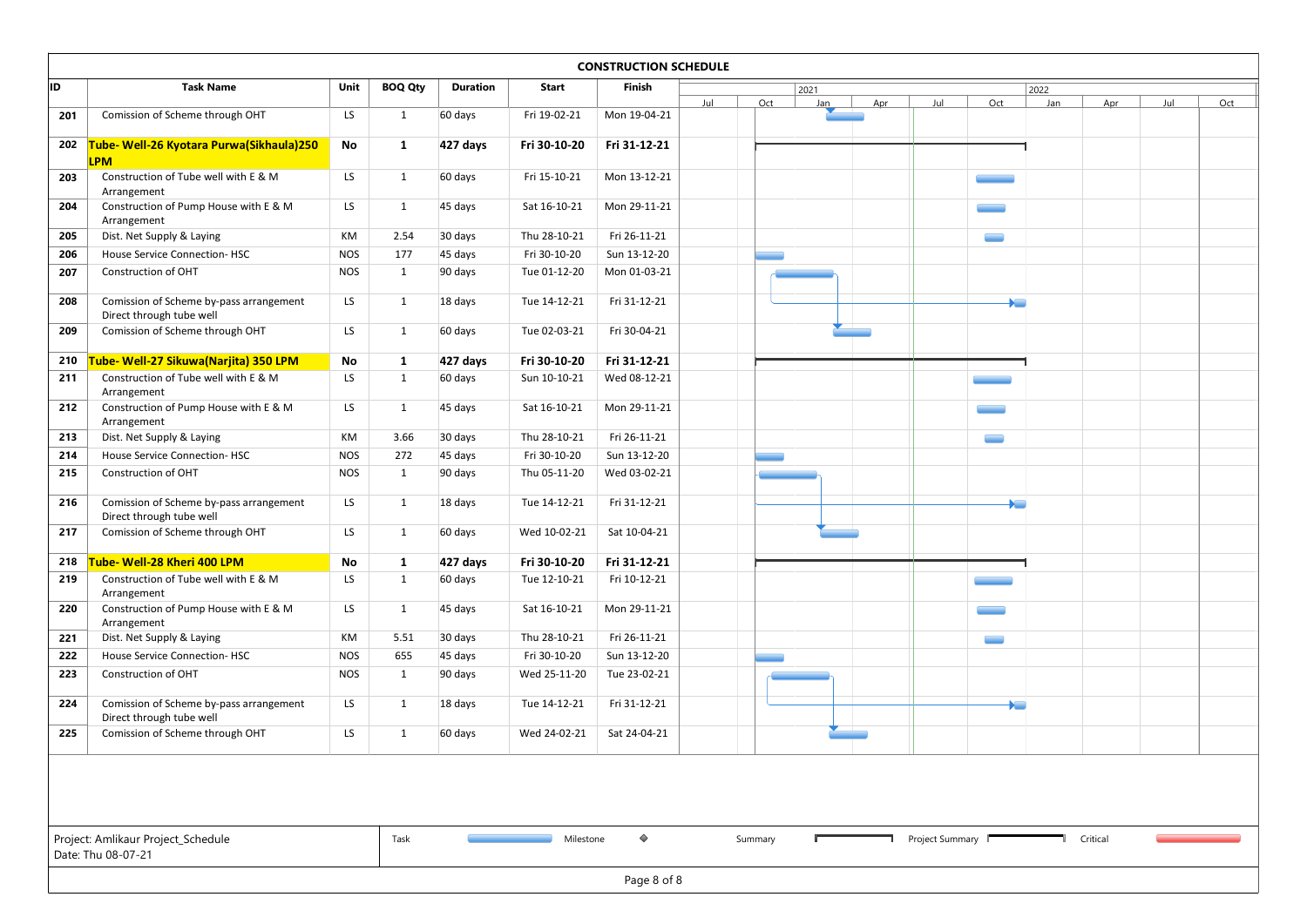# CONSTRUCTION SCHEDULE

| ID | Task Name | Unit | BOQ Qty | Duration | Start | Finish |
|---|---|---|---|---|---|---|
| 201 | Comission of Scheme through OHT | LS | 1 | 60 days | Fri 19-02-21 | Mon 19-04-21 |
| 202 | **Tube- Well-26 Kyotara Purwa(Sikhaula)250 LPM** | **No** | **1** | **427 days** | **Fri 30-10-20** | **Fri 31-12-21** |
| 203 | Construction of Tube well with E & M Arrangement | LS | 1 | 60 days | Fri 15-10-21 | Mon 13-12-21 |
| 204 | Construction of Pump House with E & M Arrangement | LS | 1 | 45 days | Sat 16-10-21 | Mon 29-11-21 |
| 205 | Dist. Net Supply & Laying | KM | 2.54 | 30 days | Thu 28-10-21 | Fri 26-11-21 |
| 206 | House Service Connection- HSC | NOS | 177 | 45 days | Fri 30-10-20 | Sun 13-12-20 |
| 207 | Construction of OHT | NOS | 1 | 90 days | Tue 01-12-20 | Mon 01-03-21 |
| 208 | Comission of Scheme by-pass arrangement Direct through tube well | LS | 1 | 18 days | Tue 14-12-21 | Fri 31-12-21 |
| 209 | Comission of Scheme through OHT | LS | 1 | 60 days | Tue 02-03-21 | Fri 30-04-21 |
| 210 | **Tube- Well-27 Sikuwa(Narjita) 350 LPM** | **No** | **1** | **427 days** | **Fri 30-10-20** | **Fri 31-12-21** |
| 211 | Construction of Tube well with E & M Arrangement | LS | 1 | 60 days | Sun 10-10-21 | Wed 08-12-21 |
| 212 | Construction of Pump House with E & M Arrangement | LS | 1 | 45 days | Sat 16-10-21 | Mon 29-11-21 |
| 213 | Dist. Net Supply & Laying | KM | 3.66 | 30 days | Thu 28-10-21 | Fri 26-11-21 |
| 214 | House Service Connection- HSC | NOS | 272 | 45 days | Fri 30-10-20 | Sun 13-12-20 |
| 215 | Construction of OHT | NOS | 1 | 90 days | Thu 05-11-20 | Wed 03-02-21 |
| 216 | Comission of Scheme by-pass arrangement Direct through tube well | LS | 1 | 18 days | Tue 14-12-21 | Fri 31-12-21 |
| 217 | Comission of Scheme through OHT | LS | 1 | 60 days | Wed 10-02-21 | Sat 10-04-21 |
| 218 | **Tube- Well-28 Kheri 400 LPM** | **No** | **1** | **427 days** | **Fri 30-10-20** | **Fri 31-12-21** |
| 219 | Construction of Tube well with E & M Arrangement | LS | 1 | 60 days | Tue 12-10-21 | Fri 10-12-21 |
| 220 | Construction of Pump House with E & M Arrangement | LS | 1 | 45 days | Sat 16-10-21 | Mon 29-11-21 |
| 221 | Dist. Net Supply & Laying | KM | 5.51 | 30 days | Thu 28-10-21 | Fri 26-11-21 |
| 222 | House Service Connection- HSC | NOS | 655 | 45 days | Fri 30-10-20 | Sun 13-12-20 |
| 223 | Construction of OHT | NOS | 1 | 90 days | Wed 25-11-20 | Tue 23-02-21 |
| 224 | Comission of Scheme by-pass arrangement Direct through tube well | LS | 1 | 18 days | Tue 14-12-21 | Fri 31-12-21 |
| 225 | Comission of Scheme through OHT | LS | 1 | 60 days | Wed 24-02-21 | Sat 24-04-21 |

2021 2022
Jul Oct Jan Apr Jul Oct Jan Apr Jul Oct

Project: Amlikaur Project_Schedule
Date: Thu 08-07-21

Task | Milestone | Summary | Project Summary | Critical